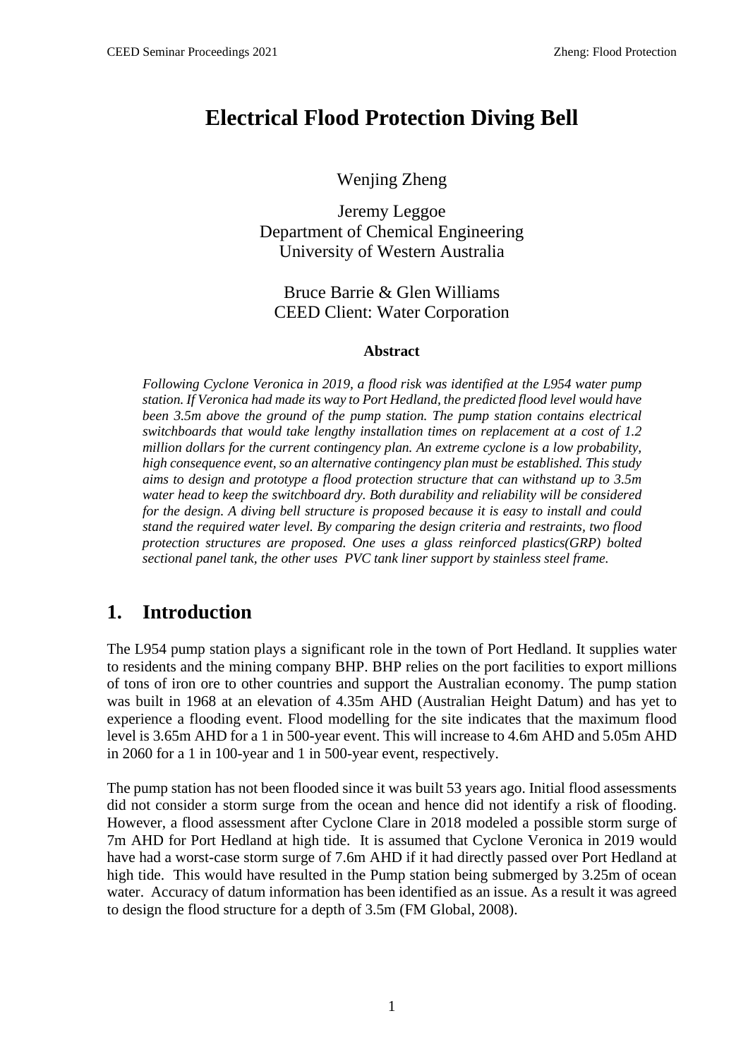# Electrical Flood Protection Diving Bell

Wenjing Zheng

Jeremy Leggoe
Department of Chemical Engineering
University of Western Australia

Bruce Barrie & Glen Williams
CEED Client: Water Corporation

#### Abstract

*Following Cyclone Veronica in 2019, a flood risk was identified at the L954 water pump station. If Veronica had made its way to Port Hedland, the predicted flood level would have been 3.5m above the ground of the pump station. The pump station contains electrical switchboards that would take lengthy installation times on replacement at a cost of 1.2 million dollars for the current contingency plan. An extreme cyclone is a low probability, high consequence event, so an alternative contingency plan must be established. This study aims to design and prototype a flood protection structure that can withstand up to 3.5m water head to keep the switchboard dry. Both durability and reliability will be considered for the design. A diving bell structure is proposed because it is easy to install and could stand the required water level. By comparing the design criteria and restraints, two flood protection structures are proposed. One uses a glass reinforced plastics(GRP) bolted sectional panel tank, the other uses PVC tank liner support by stainless steel frame.*

## 1. Introduction

The L954 pump station plays a significant role in the town of Port Hedland. It supplies water to residents and the mining company BHP. BHP relies on the port facilities to export millions of tons of iron ore to other countries and support the Australian economy. The pump station was built in 1968 at an elevation of 4.35m AHD (Australian Height Datum) and has yet to experience a flooding event. Flood modelling for the site indicates that the maximum flood level is 3.65m AHD for a 1 in 500-year event. This will increase to 4.6m AHD and 5.05m AHD in 2060 for a 1 in 100-year and 1 in 500-year event, respectively.

The pump station has not been flooded since it was built 53 years ago. Initial flood assessments did not consider a storm surge from the ocean and hence did not identify a risk of flooding. However, a flood assessment after Cyclone Clare in 2018 modeled a possible storm surge of 7m AHD for Port Hedland at high tide. It is assumed that Cyclone Veronica in 2019 would have had a worst-case storm surge of 7.6m AHD if it had directly passed over Port Hedland at high tide. This would have resulted in the Pump station being submerged by 3.25m of ocean water. Accuracy of datum information has been identified as an issue. As a result it was agreed to design the flood structure for a depth of 3.5m (FM Global, 2008).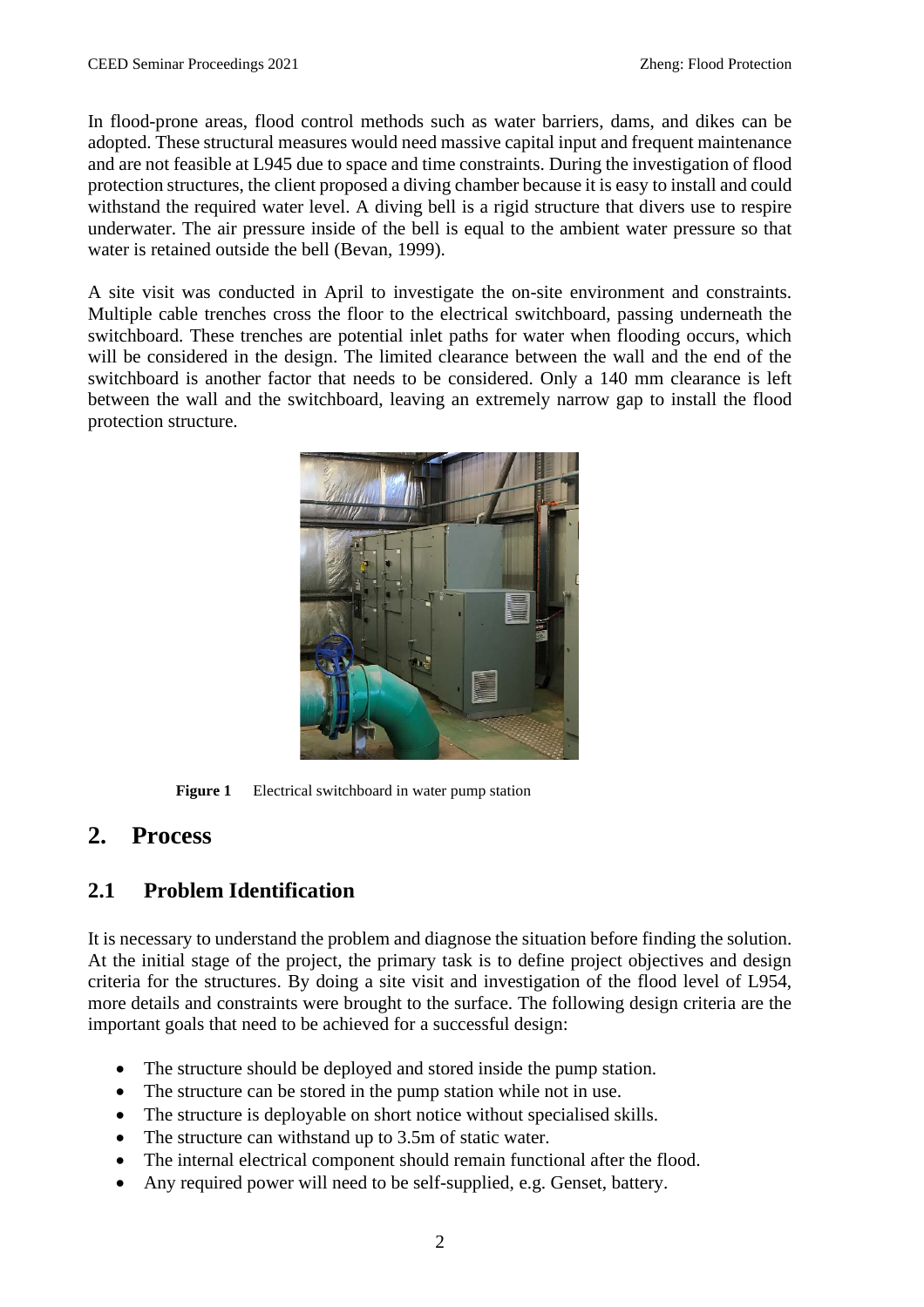In flood-prone areas, flood control methods such as water barriers, dams, and dikes can be adopted. These structural measures would need massive capital input and frequent maintenance and are not feasible at L945 due to space and time constraints. During the investigation of flood protection structures, the client proposed a diving chamber because it is easy to install and could withstand the required water level. A diving bell is a rigid structure that divers use to respire underwater. The air pressure inside of the bell is equal to the ambient water pressure so that water is retained outside the bell (Bevan, 1999).

A site visit was conducted in April to investigate the on-site environment and constraints. Multiple cable trenches cross the floor to the electrical switchboard, passing underneath the switchboard. These trenches are potential inlet paths for water when flooding occurs, which will be considered in the design. The limited clearance between the wall and the end of the switchboard is another factor that needs to be considered. Only a 140 mm clearance is left between the wall and the switchboard, leaving an extremely narrow gap to install the flood protection structure.

**Figure 1** Electrical switchboard in water pump station

# 2. Process

## 2.1 Problem Identification

It is necessary to understand the problem and diagnose the situation before finding the solution. At the initial stage of the project, the primary task is to define project objectives and design criteria for the structures. By doing a site visit and investigation of the flood level of L954, more details and constraints were brought to the surface. The following design criteria are the important goals that need to be achieved for a successful design:

- The structure should be deployed and stored inside the pump station.
- The structure can be stored in the pump station while not in use.
- The structure is deployable on short notice without specialised skills.
- The structure can withstand up to 3.5m of static water.
- The internal electrical component should remain functional after the flood.
- Any required power will need to be self-supplied, e.g. Genset, battery.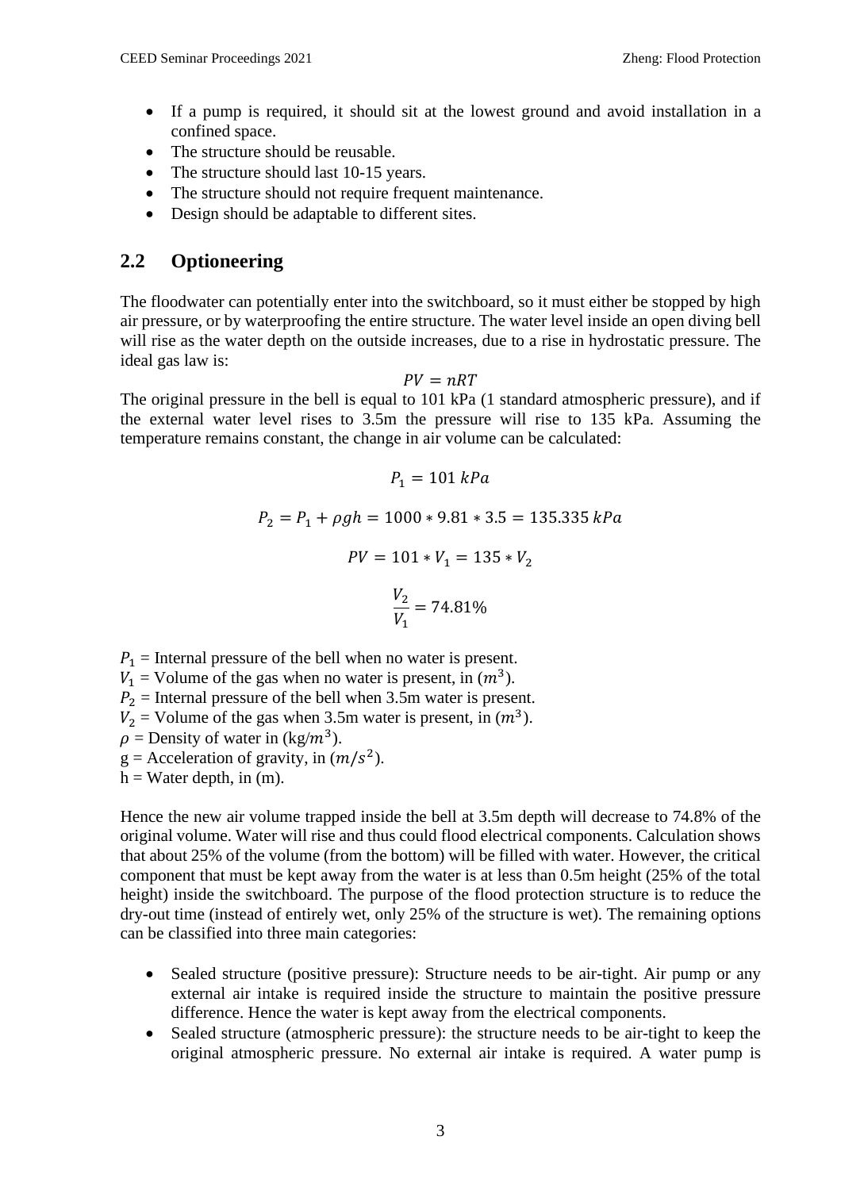- If a pump is required, it should sit at the lowest ground and avoid installation in a confined space.
- The structure should be reusable.
- The structure should last 10-15 years.
- The structure should not require frequent maintenance.
- Design should be adaptable to different sites.

## 2.2 Optioneering

The floodwater can potentially enter into the switchboard, so it must either be stopped by high air pressure, or by waterproofing the entire structure. The water level inside an open diving bell will rise as the water depth on the outside increases, due to a rise in hydrostatic pressure. The ideal gas law is:

$$PV = nRT$$

The original pressure in the bell is equal to 101 kPa (1 standard atmospheric pressure), and if the external water level rises to 3.5m the pressure will rise to 135 kPa. Assuming the temperature remains constant, the change in air volume can be calculated:

$$P_1 = 101\ kPa$$

$$P_2 = P_1 + \rho gh = 1000 * 9.81 * 3.5 = 135.335\ kPa$$

$$PV = 101 * V_1 = 135 * V_2$$

$$\frac{V_2}{V_1} = 74.81\%$$

$P_1$ = Internal pressure of the bell when no water is present.
$V_1$ = Volume of the gas when no water is present, in ($m^3$).
$P_2$ = Internal pressure of the bell when 3.5m water is present.
$V_2$ = Volume of the gas when 3.5m water is present, in ($m^3$).
$\rho$ = Density of water in (kg/$m^3$).
g = Acceleration of gravity, in ($m/s^2$).
h = Water depth, in (m).

Hence the new air volume trapped inside the bell at 3.5m depth will decrease to 74.8% of the original volume. Water will rise and thus could flood electrical components. Calculation shows that about 25% of the volume (from the bottom) will be filled with water. However, the critical component that must be kept away from the water is at less than 0.5m height (25% of the total height) inside the switchboard. The purpose of the flood protection structure is to reduce the dry-out time (instead of entirely wet, only 25% of the structure is wet). The remaining options can be classified into three main categories:

- Sealed structure (positive pressure): Structure needs to be air-tight. Air pump or any external air intake is required inside the structure to maintain the positive pressure difference. Hence the water is kept away from the electrical components.
- Sealed structure (atmospheric pressure): the structure needs to be air-tight to keep the original atmospheric pressure. No external air intake is required. A water pump is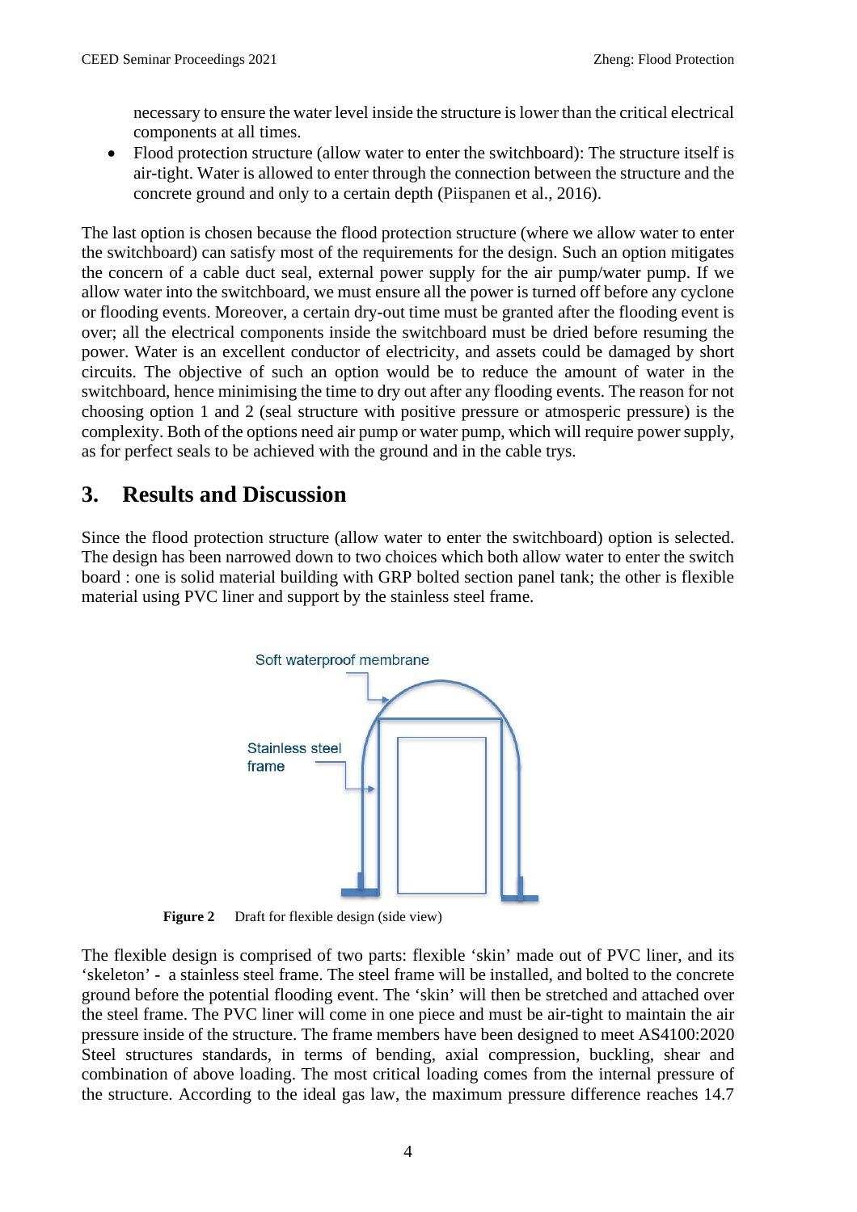necessary to ensure the water level inside the structure is lower than the critical electrical components at all times.

- Flood protection structure (allow water to enter the switchboard): The structure itself is air-tight. Water is allowed to enter through the connection between the structure and the concrete ground and only to a certain depth (Piispanen et al., 2016).

The last option is chosen because the flood protection structure (where we allow water to enter the switchboard) can satisfy most of the requirements for the design. Such an option mitigates the concern of a cable duct seal, external power supply for the air pump/water pump. If we allow water into the switchboard, we must ensure all the power is turned off before any cyclone or flooding events. Moreover, a certain dry-out time must be granted after the flooding event is over; all the electrical components inside the switchboard must be dried before resuming the power. Water is an excellent conductor of electricity, and assets could be damaged by short circuits. The objective of such an option would be to reduce the amount of water in the switchboard, hence minimising the time to dry out after any flooding events. The reason for not choosing option 1 and 2 (seal structure with positive pressure or atmosperic pressure) is the complexity. Both of the options need air pump or water pump, which will require power supply, as for perfect seals to be achieved with the ground and in the cable trys.

## 3. Results and Discussion

Since the flood protection structure (allow water to enter the switchboard) option is selected. The design has been narrowed down to two choices which both allow water to enter the switch board : one is solid material building with GRP bolted section panel tank; the other is flexible material using PVC liner and support by the stainless steel frame.

Soft waterproof membrane

Stainless steel frame

**Figure 2** Draft for flexible design (side view)

The flexible design is comprised of two parts: flexible 'skin' made out of PVC liner, and its 'skeleton' - a stainless steel frame. The steel frame will be installed, and bolted to the concrete ground before the potential flooding event. The 'skin' will then be stretched and attached over the steel frame. The PVC liner will come in one piece and must be air-tight to maintain the air pressure inside of the structure. The frame members have been designed to meet AS4100:2020 Steel structures standards, in terms of bending, axial compression, buckling, shear and combination of above loading. The most critical loading comes from the internal pressure of the structure. According to the ideal gas law, the maximum pressure difference reaches 14.7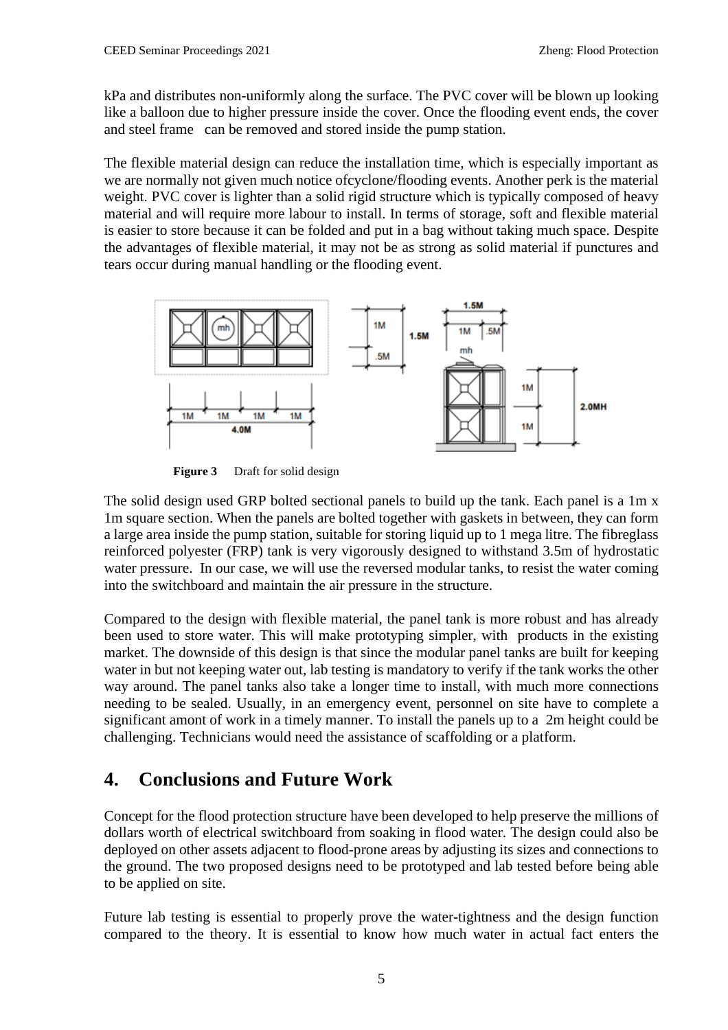kPa and distributes non-uniformly along the surface. The PVC cover will be blown up looking like a balloon due to higher pressure inside the cover. Once the flooding event ends, the cover and steel frame can be removed and stored inside the pump station.

The flexible material design can reduce the installation time, which is especially important as we are normally not given much notice ofcyclone/flooding events. Another perk is the material weight. PVC cover is lighter than a solid rigid structure which is typically composed of heavy material and will require more labour to install. In terms of storage, soft and flexible material is easier to store because it can be folded and put in a bag without taking much space. Despite the advantages of flexible material, it may not be as strong as solid material if punctures and tears occur during manual handling or the flooding event.

**Figure 3** Draft for solid design

The solid design used GRP bolted sectional panels to build up the tank. Each panel is a 1m x 1m square section. When the panels are bolted together with gaskets in between, they can form a large area inside the pump station, suitable for storing liquid up to 1 mega litre. The fibreglass reinforced polyester (FRP) tank is very vigorously designed to withstand 3.5m of hydrostatic water pressure. In our case, we will use the reversed modular tanks, to resist the water coming into the switchboard and maintain the air pressure in the structure.

Compared to the design with flexible material, the panel tank is more robust and has already been used to store water. This will make prototyping simpler, with products in the existing market. The downside of this design is that since the modular panel tanks are built for keeping water in but not keeping water out, lab testing is mandatory to verify if the tank works the other way around. The panel tanks also take a longer time to install, with much more connections needing to be sealed. Usually, in an emergency event, personnel on site have to complete a significant amont of work in a timely manner. To install the panels up to a 2m height could be challenging. Technicians would need the assistance of scaffolding or a platform.

## 4. Conclusions and Future Work

Concept for the flood protection structure have been developed to help preserve the millions of dollars worth of electrical switchboard from soaking in flood water. The design could also be deployed on other assets adjacent to flood-prone areas by adjusting its sizes and connections to the ground. The two proposed designs need to be prototyped and lab tested before being able to be applied on site.

Future lab testing is essential to properly prove the water-tightness and the design function compared to the theory. It is essential to know how much water in actual fact enters the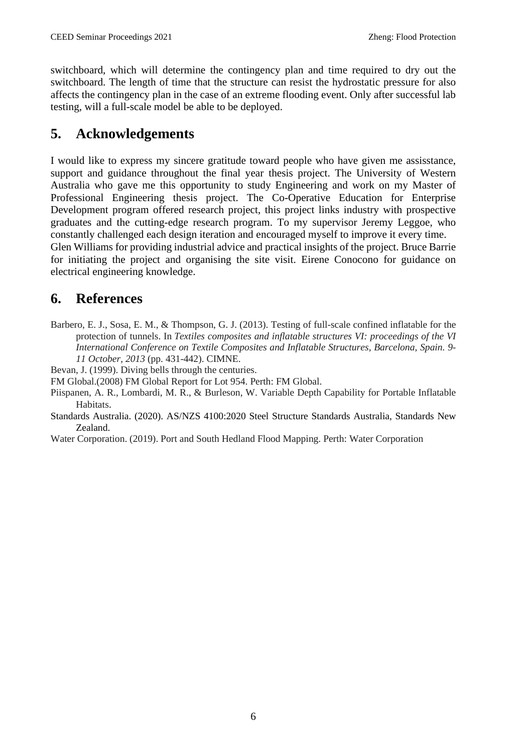switchboard, which will determine the contingency plan and time required to dry out the switchboard. The length of time that the structure can resist the hydrostatic pressure for also affects the contingency plan in the case of an extreme flooding event. Only after successful lab testing, will a full-scale model be able to be deployed.

## 5. Acknowledgements

I would like to express my sincere gratitude toward people who have given me assisstance, support and guidance throughout the final year thesis project. The University of Western Australia who gave me this opportunity to study Engineering and work on my Master of Professional Engineering thesis project. The Co-Operative Education for Enterprise Development program offered research project, this project links industry with prospective graduates and the cutting-edge research program. To my supervisor Jeremy Leggoe, who constantly challenged each design iteration and encouraged myself to improve it every time.
Glen Williams for providing industrial advice and practical insights of the project. Bruce Barrie for initiating the project and organising the site visit. Eirene Conocono for guidance on electrical engineering knowledge.

## 6. References

Barbero, E. J., Sosa, E. M., & Thompson, G. J. (2013). Testing of full-scale confined inflatable for the protection of tunnels. In *Textiles composites and inflatable structures VI: proceedings of the VI International Conference on Textile Composites and Inflatable Structures, Barcelona, Spain. 9-11 October, 2013* (pp. 431-442). CIMNE.

Bevan, J. (1999). Diving bells through the centuries.

FM Global.(2008) FM Global Report for Lot 954. Perth: FM Global.

Piispanen, A. R., Lombardi, M. R., & Burleson, W. Variable Depth Capability for Portable Inflatable Habitats.

Standards Australia. (2020). AS/NZS 4100:2020 Steel Structure Standards Australia, Standards New Zealand.

Water Corporation. (2019). Port and South Hedland Flood Mapping. Perth: Water Corporation